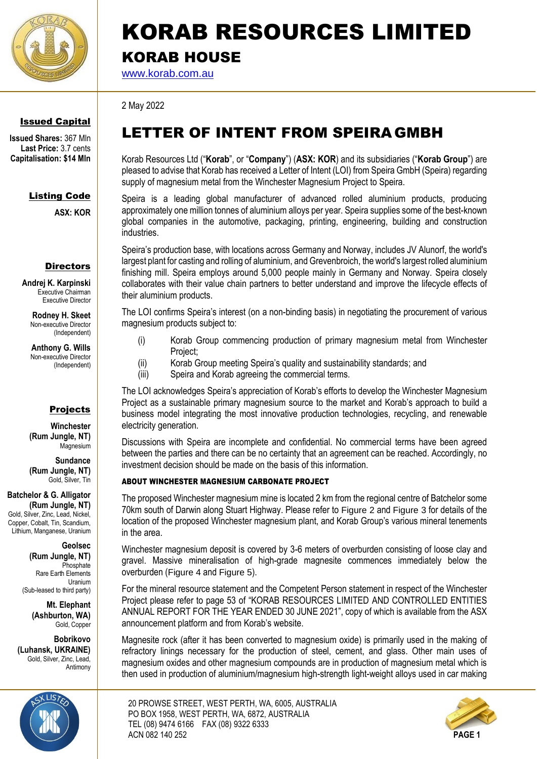# KORAB RESOURCES LIMITED

## KORAB HOUSE

www.korab.com.au

**Issued Capital**

**Issued Shares:** 367 Mln
**Last Price:** 3.7 cents
**Capitalisation: $14 Mln**

**Listing Code**

**ASX: KOR**

**Directors**

**Andrej K. Karpinski**
Executive Chairman
Executive Director

**Rodney H. Skeet**
Non-executive Director
(Independent)

**Anthony G. Wills**
Non-executive Director
(Independent)

**Projects**

**Winchester (Rum Jungle, NT)**
Magnesium

**Sundance (Rum Jungle, NT)**
Gold, Silver, Tin

**Batchelor & G. Alligator (Rum Jungle, NT)**
Gold, Silver, Zinc, Lead, Nickel, Copper, Cobalt, Tin, Scandium, Lithium, Manganese, Uranium

**Geolsec (Rum Jungle, NT)**
Phosphate
Rare Earth Elements
Uranium
(Sub-leased to third party)

**Mt. Elephant (Ashburton, WA)**
Gold, Copper

**Bobrikovo (Luhansk, UKRAINE)**
Gold, Silver, Zinc, Lead, Antimony

2 May 2022

# LETTER OF INTENT FROM SPEIRA GMBH

Korab Resources Ltd ("**Korab**", or "**Company**") (**ASX: KOR**) and its subsidiaries ("**Korab Group**") are pleased to advise that Korab has received a Letter of Intent (LOI) from Speira GmbH (Speira) regarding supply of magnesium metal from the Winchester Magnesium Project to Speira.

Speira is a leading global manufacturer of advanced rolled aluminium products, producing approximately one million tonnes of aluminium alloys per year. Speira supplies some of the best-known global companies in the automotive, packaging, printing, engineering, building and construction industries.

Speira's production base, with locations across Germany and Norway, includes JV Alunorf, the world's largest plant for casting and rolling of aluminium, and Grevenbroich, the world's largest rolled aluminium finishing mill. Speira employs around 5,000 people mainly in Germany and Norway. Speira closely collaborates with their value chain partners to better understand and improve the lifecycle effects of their aluminium products.

The LOI confirms Speira's interest (on a non-binding basis) in negotiating the procurement of various magnesium products subject to:

(i) Korab Group commencing production of primary magnesium metal from Winchester Project;
(ii) Korab Group meeting Speira's quality and sustainability standards; and
(iii) Speira and Korab agreeing the commercial terms.

The LOI acknowledges Speira's appreciation of Korab's efforts to develop the Winchester Magnesium Project as a sustainable primary magnesium source to the market and Korab's approach to build a business model integrating the most innovative production technologies, recycling, and renewable electricity generation.

Discussions with Speira are incomplete and confidential. No commercial terms have been agreed between the parties and there can be no certainty that an agreement can be reached. Accordingly, no investment decision should be made on the basis of this information.

**ABOUT WINCHESTER MAGNESIUM CARBONATE PROJECT**

The proposed Winchester magnesium mine is located 2 km from the regional centre of Batchelor some 70km south of Darwin along Stuart Highway. Please refer to Figure 2 and Figure 3 for details of the location of the proposed Winchester magnesium plant, and Korab Group's various mineral tenements in the area.

Winchester magnesium deposit is covered by 3-6 meters of overburden consisting of loose clay and gravel. Massive mineralisation of high-grade magnesite commences immediately below the overburden (Figure 4 and Figure 5).

For the mineral resource statement and the Competent Person statement in respect of the Winchester Project please refer to page 53 of "KORAB RESOURCES LIMITED AND CONTROLLED ENTITIES ANNUAL REPORT FOR THE YEAR ENDED 30 JUNE 2021", copy of which is available from the ASX announcement platform and from Korab's website.

Magnesite rock (after it has been converted to magnesium oxide) is primarily used in the making of refractory linings necessary for the production of steel, cement, and glass. Other main uses of magnesium oxides and other magnesium compounds are in production of magnesium metal which is then used in production of aluminium/magnesium high-strength light-weight alloys used in car making

20 PROWSE STREET, WEST PERTH, WA, 6005, AUSTRALIA
PO BOX 1958, WEST PERTH, WA, 6872, AUSTRALIA
TEL (08) 9474 6166 FAX (08) 9322 6333
ACN 082 140 252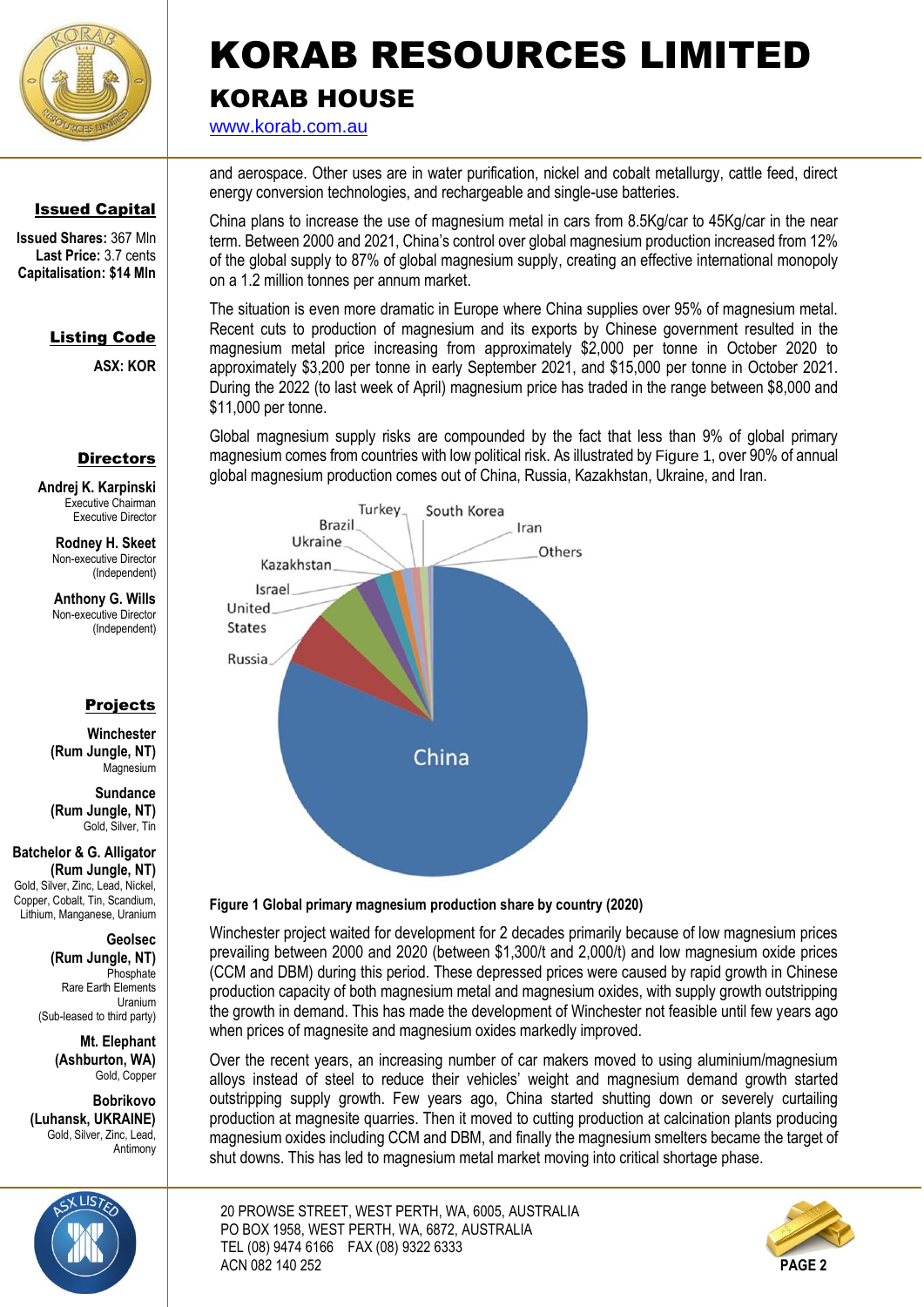and aerospace. Other uses are in water purification, nickel and cobalt metallurgy, cattle feed, direct energy conversion technologies, and rechargeable and single-use batteries.

China plans to increase the use of magnesium metal in cars from 8.5Kg/car to 45Kg/car in the near term. Between 2000 and 2021, China's control over global magnesium production increased from 12% of the global supply to 87% of global magnesium supply, creating an effective international monopoly on a 1.2 million tonnes per annum market.

The situation is even more dramatic in Europe where China supplies over 95% of magnesium metal. Recent cuts to production of magnesium and its exports by Chinese government resulted in the magnesium metal price increasing from approximately $2,000 per tonne in October 2020 to approximately $3,200 per tonne in early September 2021, and $15,000 per tonne in October 2021. During the 2022 (to last week of April) magnesium price has traded in the range between $8,000 and $11,000 per tonne.

Global magnesium supply risks are compounded by the fact that less than 9% of global primary magnesium comes from countries with low political risk. As illustrated by Figure 1, over 90% of annual global magnesium production comes out of China, Russia, Kazakhstan, Ukraine, and Iran.

**Figure 1 Global primary magnesium production share by country (2020)**

Winchester project waited for development for 2 decades primarily because of low magnesium prices prevailing between 2000 and 2020 (between $1,300/t and 2,000/t) and low magnesium oxide prices (CCM and DBM) during this period. These depressed prices were caused by rapid growth in Chinese production capacity of both magnesium metal and magnesium oxides, with supply growth outstripping the growth in demand. This has made the development of Winchester not feasible until few years ago when prices of magnesite and magnesium oxides markedly improved.

Over the recent years, an increasing number of car makers moved to using aluminium/magnesium alloys instead of steel to reduce their vehicles' weight and magnesium demand growth started outstripping supply growth. Few years ago, China started shutting down or severely curtailing production at magnesite quarries. Then it moved to cutting production at calcination plants producing magnesium oxides including CCM and DBM, and finally the magnesium smelters became the target of shut downs. This has led to magnesium metal market moving into critical shortage phase.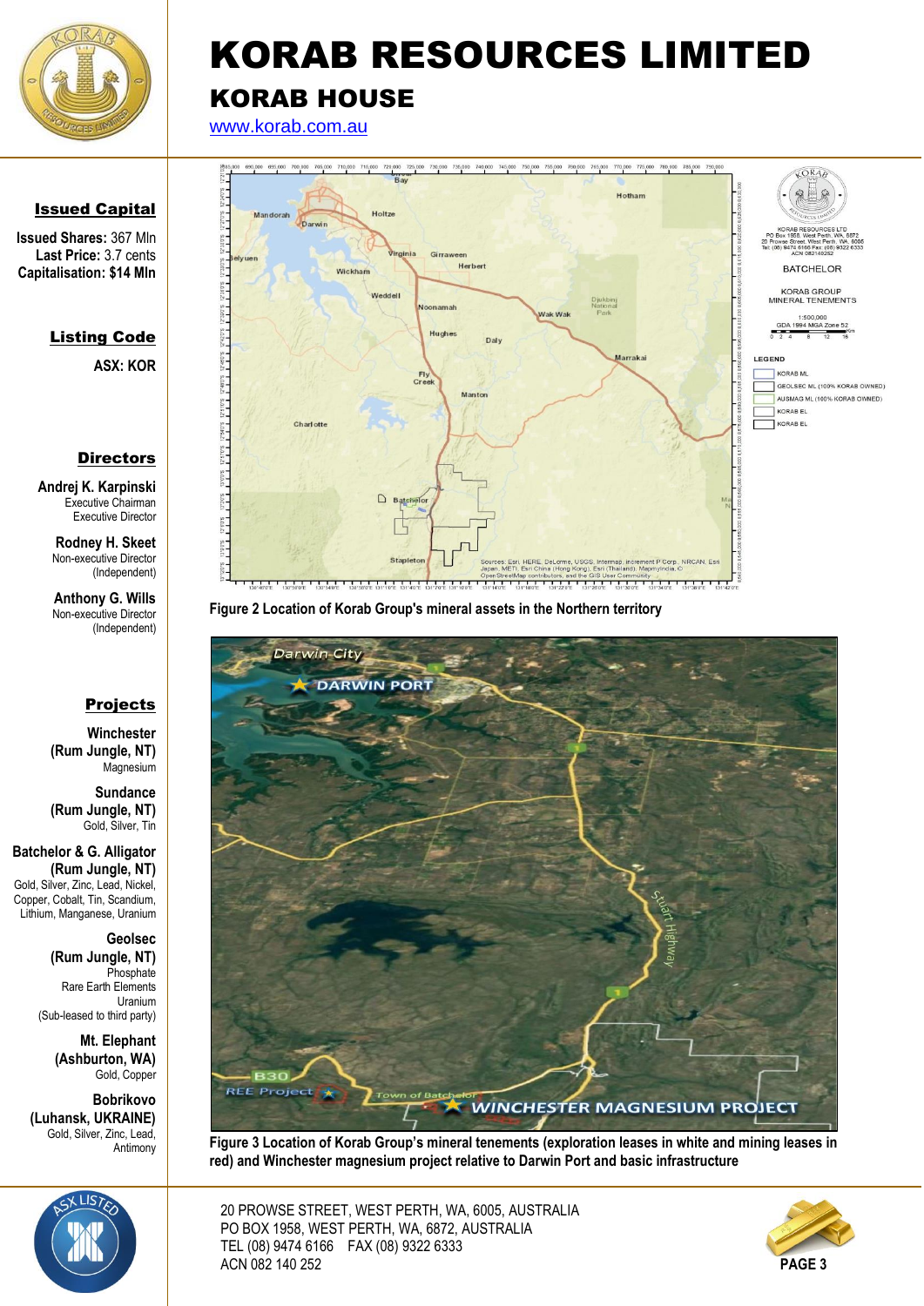# KORAB RESOURCES LIMITED

## KORAB HOUSE

www.korab.com.au

**Issued Capital**

**Issued Shares:** 367 Mln
**Last Price:** 3.7 cents
**Capitalisation: $14 Mln**

**Listing Code**

**ASX: KOR**

**Directors**

**Andrej K. Karpinski**
Executive Chairman
Executive Director

**Rodney H. Skeet**
Non-executive Director
(Independent)

**Anthony G. Wills**
Non-executive Director
(Independent)

**Projects**

**Winchester (Rum Jungle, NT)**
Magnesium

**Sundance (Rum Jungle, NT)**
Gold, Silver, Tin

**Batchelor & G. Alligator (Rum Jungle, NT)**
Gold, Silver, Zinc, Lead, Nickel, Copper, Cobalt, Tin, Scandium, Lithium, Manganese, Uranium

**Geolsec (Rum Jungle, NT)**
Phosphate
Rare Earth Elements
Uranium
(Sub-leased to third party)

**Mt. Elephant (Ashburton, WA)**
Gold, Copper

**Bobrikovo (Luhansk, UKRAINE)**
Gold, Silver, Zinc, Lead, Antimony

**Figure 2 Location of Korab Group's mineral assets in the Northern territory**

**Figure 3 Location of Korab Group's mineral tenements (exploration leases in white and mining leases in red) and Winchester magnesium project relative to Darwin Port and basic infrastructure**

20 PROWSE STREET, WEST PERTH, WA, 6005, AUSTRALIA
PO BOX 1958, WEST PERTH, WA, 6872, AUSTRALIA
TEL (08) 9474 6166 FAX (08) 9322 6333
ACN 082 140 252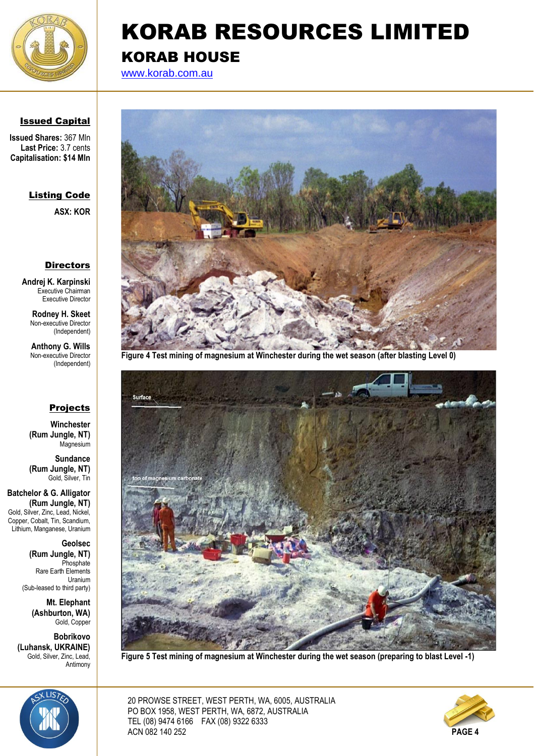# KORAB RESOURCES LIMITED

## KORAB HOUSE

www.korab.com.au

**Issued Capital**

**Issued Shares:** 367 Mln
**Last Price:** 3.7 cents
**Capitalisation: $14 Mln**

**Listing Code**

ASX: KOR

**Directors**

**Andrej K. Karpinski**
Executive Chairman
Executive Director

**Rodney H. Skeet**
Non-executive Director
(Independent)

**Anthony G. Wills**
Non-executive Director
(Independent)

**Projects**

**Winchester (Rum Jungle, NT)**
Magnesium

**Sundance (Rum Jungle, NT)**
Gold, Silver, Tin

**Batchelor & G. Alligator (Rum Jungle, NT)**
Gold, Silver, Zinc, Lead, Nickel, Copper, Cobalt, Tin, Scandium, Lithium, Manganese, Uranium

**Geolsec (Rum Jungle, NT)**
Phosphate
Rare Earth Elements
Uranium
(Sub-leased to third party)

**Mt. Elephant (Ashburton, WA)**
Gold, Copper

**Bobrikovo (Luhansk, UKRAINE)**
Gold, Silver, Zinc, Lead, Antimony

**Figure 4 Test mining of magnesium at Winchester during the wet season (after blasting Level 0)**

**Figure 5 Test mining of magnesium at Winchester during the wet season (preparing to blast Level -1)**

20 PROWSE STREET, WEST PERTH, WA, 6005, AUSTRALIA
PO BOX 1958, WEST PERTH, WA, 6872, AUSTRALIA
TEL (08) 9474 6166 FAX (08) 9322 6333
ACN 082 140 252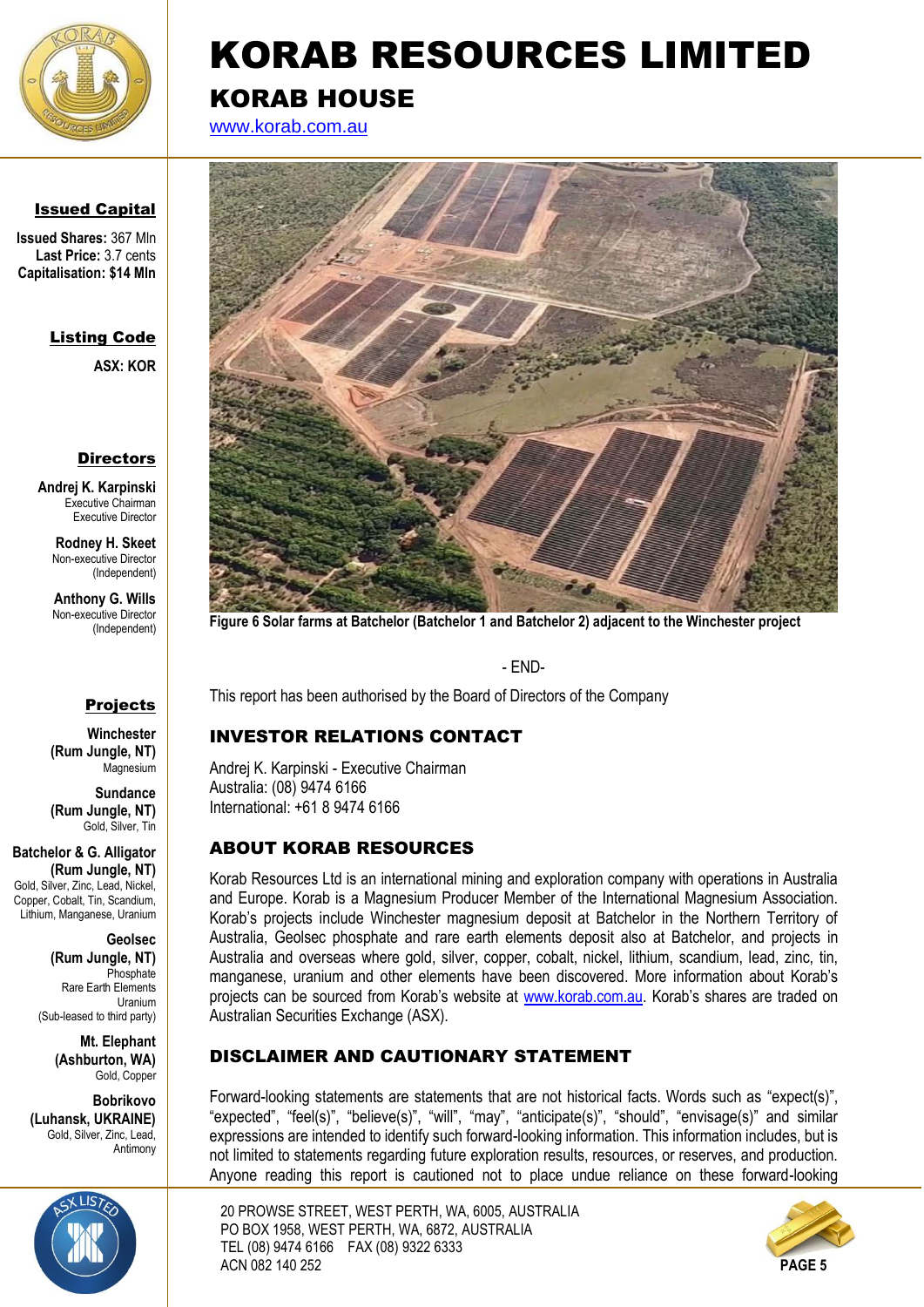Figure 6 Solar farms at Batchelor (Batchelor 1 and Batchelor 2) adjacent to the Winchester project

- END-

This report has been authorised by the Board of Directors of the Company

## INVESTOR RELATIONS CONTACT

Andrej K. Karpinski - Executive Chairman
Australia: (08) 9474 6166
International: +61 8 9474 6166

## ABOUT KORAB RESOURCES

Korab Resources Ltd is an international mining and exploration company with operations in Australia and Europe. Korab is a Magnesium Producer Member of the International Magnesium Association. Korab's projects include Winchester magnesium deposit at Batchelor in the Northern Territory of Australia, Geolsec phosphate and rare earth elements deposit also at Batchelor, and projects in Australia and overseas where gold, silver, copper, cobalt, nickel, lithium, scandium, lead, zinc, tin, manganese, uranium and other elements have been discovered. More information about Korab's projects can be sourced from Korab's website at www.korab.com.au. Korab's shares are traded on Australian Securities Exchange (ASX).

## DISCLAIMER AND CAUTIONARY STATEMENT

Forward-looking statements are statements that are not historical facts. Words such as "expect(s)", "expected", "feel(s)", "believe(s)", "will", "may", "anticipate(s)", "should", "envisage(s)" and similar expressions are intended to identify such forward-looking information. This information includes, but is not limited to statements regarding future exploration results, resources, or reserves, and production. Anyone reading this report is cautioned not to place undue reliance on these forward-looking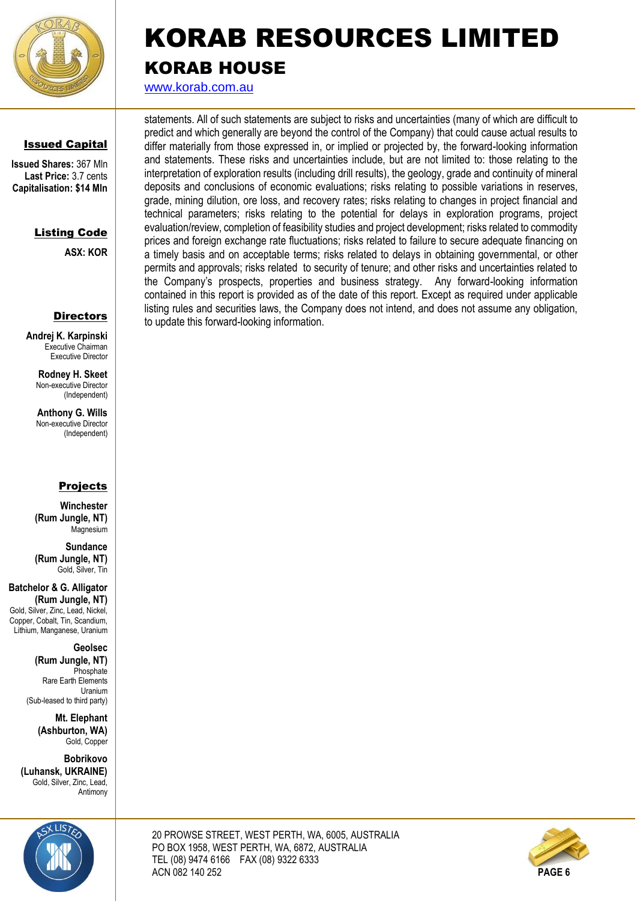statements. All of such statements are subject to risks and uncertainties (many of which are difficult to predict and which generally are beyond the control of the Company) that could cause actual results to differ materially from those expressed in, or implied or projected by, the forward-looking information and statements. These risks and uncertainties include, but are not limited to: those relating to the interpretation of exploration results (including drill results), the geology, grade and continuity of mineral deposits and conclusions of economic evaluations; risks relating to possible variations in reserves, grade, mining dilution, ore loss, and recovery rates; risks relating to changes in project financial and technical parameters; risks relating to the potential for delays in exploration programs, project evaluation/review, completion of feasibility studies and project development; risks related to commodity prices and foreign exchange rate fluctuations; risks related to failure to secure adequate financing on a timely basis and on acceptable terms; risks related to delays in obtaining governmental, or other permits and approvals; risks related to security of tenure; and other risks and uncertainties related to the Company's prospects, properties and business strategy. Any forward-looking information contained in this report is provided as of the date of this report. Except as required under applicable listing rules and securities laws, the Company does not intend, and does not assume any obligation, to update this forward-looking information.